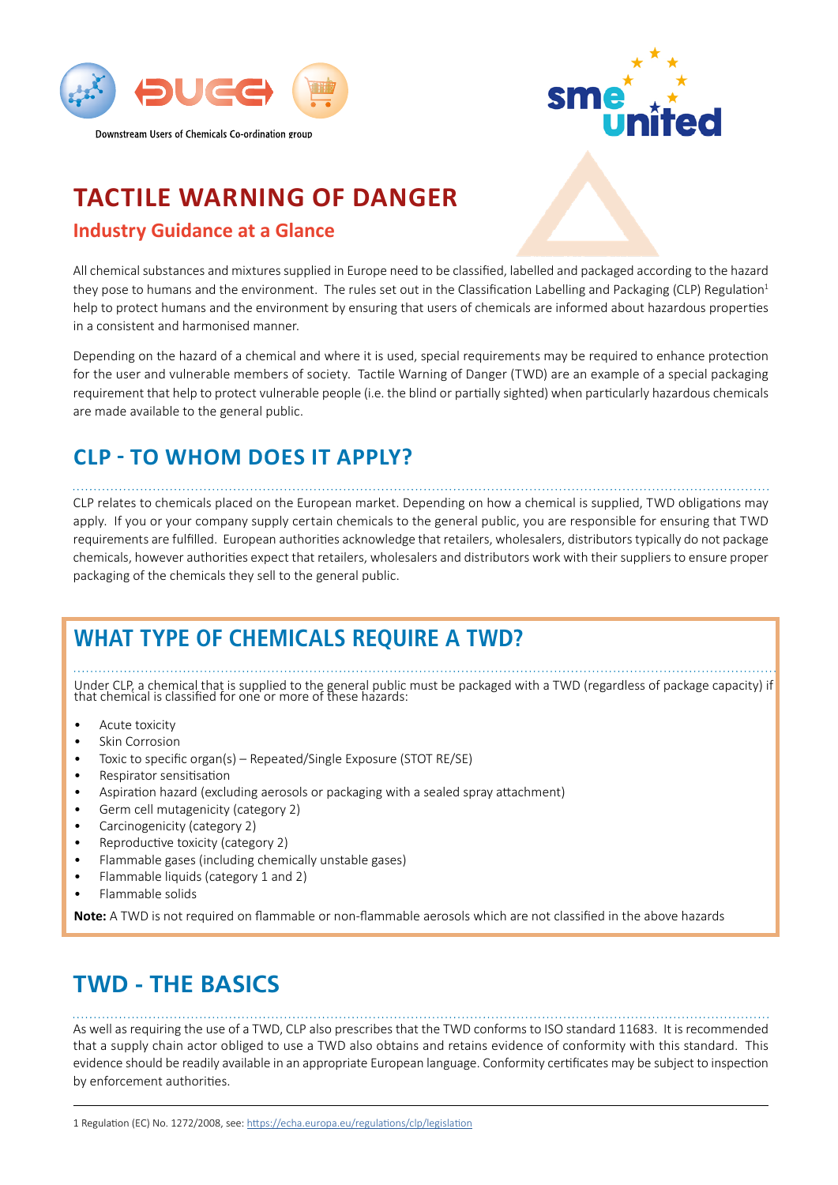Downstream Users of Chemicals Co-ordination group

# TACTILE WARNING OF DANGER

## Industry Guidance at a Glance

All chemical substances and mixtures supplied in Europe need to be classified, labelled and packaged according to the hazard they pose to humans and the environment. The rules set out in the Classification Labelling and Packaging (CLP) Regulation[1] help to protect humans and the environment by ensuring that users of chemicals are informed about hazardous properties in a consistent and harmonised manner.

Depending on the hazard of a chemical and where it is used, special requirements may be required to enhance protection for the user and vulnerable members of society. Tactile Warning of Danger (TWD) are an example of a special packaging requirement that help to protect vulnerable people (i.e. the blind or partially sighted) when particularly hazardous chemicals are made available to the general public.

## CLP - TO WHOM DOES IT APPLY?

CLP relates to chemicals placed on the European market. Depending on how a chemical is supplied, TWD obligations may apply. If you or your company supply certain chemicals to the general public, you are responsible for ensuring that TWD requirements are fulfilled. European authorities acknowledge that retailers, wholesalers, distributors typically do not package chemicals, however authorities expect that retailers, wholesalers and distributors work with their suppliers to ensure proper packaging of the chemicals they sell to the general public.

## WHAT TYPE OF CHEMICALS REQUIRE A TWD?

Under CLP, a chemical that is supplied to the general public must be packaged with a TWD (regardless of package capacity) if that chemical is classified for one or more of these hazards:

- Acute toxicity
- Skin Corrosion
- Toxic to specific organ(s) – Repeated/Single Exposure (STOT RE/SE)
- Respirator sensitisation
- Aspiration hazard (excluding aerosols or packaging with a sealed spray attachment)
- Germ cell mutagenicity (category 2)
- Carcinogenicity (category 2)
- Reproductive toxicity (category 2)
- Flammable gases (including chemically unstable gases)
- Flammable liquids (category 1 and 2)
- Flammable solids

**Note:** A TWD is not required on flammable or non-flammable aerosols which are not classified in the above hazards

## TWD - THE BASICS

As well as requiring the use of a TWD, CLP also prescribes that the TWD conforms to ISO standard 11683. It is recommended that a supply chain actor obliged to use a TWD also obtains and retains evidence of conformity with this standard. This evidence should be readily available in an appropriate European language. Conformity certificates may be subject to inspection by enforcement authorities.

1 Regulation (EC) No. 1272/2008, see: https://echa.europa.eu/regulations/clp/legislation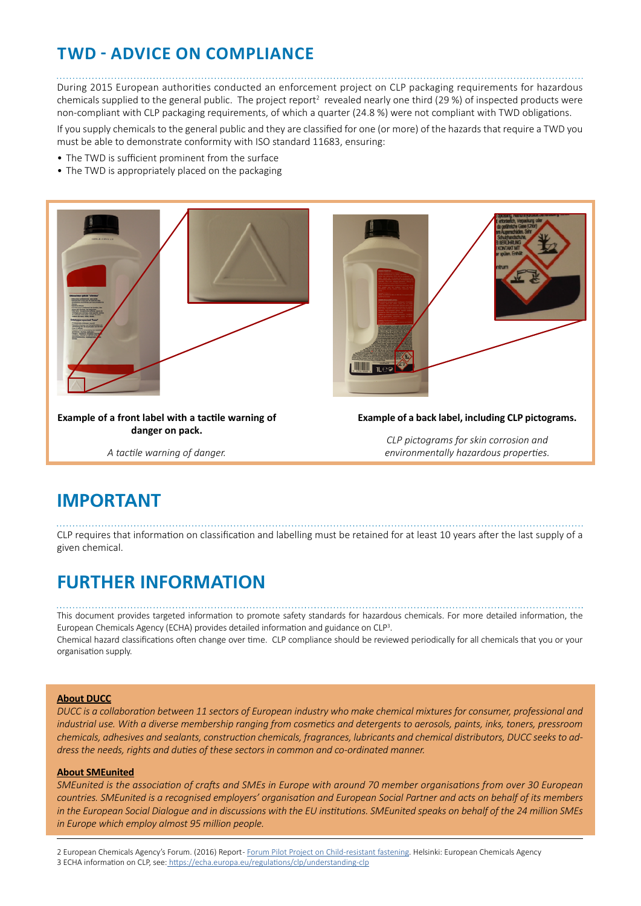## TWD - ADVICE ON COMPLIANCE

During 2015 European authorities conducted an enforcement project on CLP packaging requirements for hazardous chemicals supplied to the general public. The project report[2] revealed nearly one third (29 %) of inspected products were non-compliant with CLP packaging requirements, of which a quarter (24.8 %) were not compliant with TWD obligations.

If you supply chemicals to the general public and they are classified for one (or more) of the hazards that require a TWD you must be able to demonstrate conformity with ISO standard 11683, ensuring:

- The TWD is sufficient prominent from the surface
- The TWD is appropriately placed on the packaging

**Example of a front label with a tactile warning of danger on pack.**

*A tactile warning of danger.*

**Example of a back label, including CLP pictograms.**

*CLP pictograms for skin corrosion and environmentally hazardous properties.*

## IMPORTANT

CLP requires that information on classification and labelling must be retained for at least 10 years after the last supply of a given chemical.

## FURTHER INFORMATION

This document provides targeted information to promote safety standards for hazardous chemicals. For more detailed information, the European Chemicals Agency (ECHA) provides detailed information and guidance on CLP[3].

Chemical hazard classifications often change over time. CLP compliance should be reviewed periodically for all chemicals that you or your organisation supply.

**About DUCC**

*DUCC is a collaboration between 11 sectors of European industry who make chemical mixtures for consumer, professional and industrial use. With a diverse membership ranging from cosmetics and detergents to aerosols, paints, inks, toners, pressroom chemicals, adhesives and sealants, construction chemicals, fragrances, lubricants and chemical distributors, DUCC seeks to address the needs, rights and duties of these sectors in common and co-ordinated manner.*

**About SMEunited**

*SMEunited is the association of crafts and SMEs in Europe with around 70 member organisations from over 30 European countries. SMEunited is a recognised employers' organisation and European Social Partner and acts on behalf of its members in the European Social Dialogue and in discussions with the EU institutions. SMEunited speaks on behalf of the 24 million SMEs in Europe which employ almost 95 million people.*

---

2 European Chemicals Agency's Forum. (2016) Report- Forum Pilot Project on Child-resistant fastening. Helsinki: European Chemicals Agency

3 ECHA information on CLP, see: https://echa.europa.eu/regulations/clp/understanding-clp